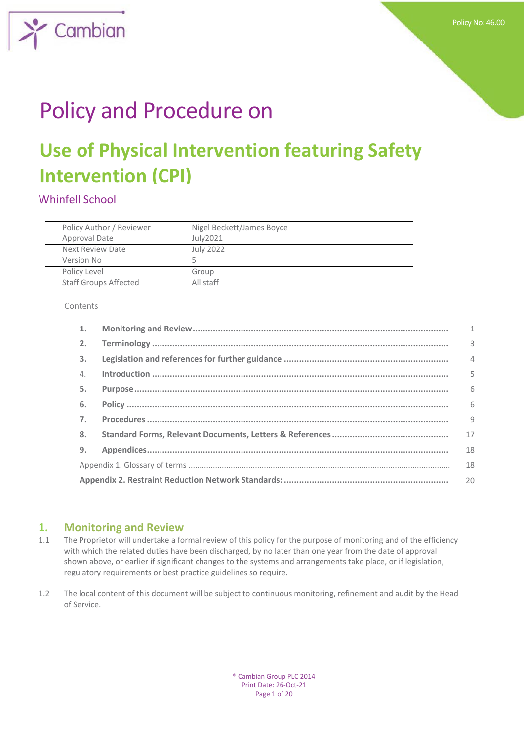Policy No: 46.00

# Policy and Procedure on

# Use of Physical Intervention featuring Safety Intervention (CPI)

## Whinfell School

| Policy Author / Reviewer | Nigel Beckett/James Boyce |
|---|---|
| Approval Date | July2021 |
| Next Review Date | July 2022 |
| Version No | 5 |
| Policy Level | Group |
| Staff Groups Affected | All staff |

Contents

| | | |
|---|---|---|
| **1.** | **Monitoring and Review** | 1 |
| **2.** | **Terminology** | 3 |
| **3.** | **Legislation and references for further guidance** | 4 |
| 4. | **Introduction** | 5 |
| **5.** | **Purpose** | 6 |
| **6.** | **Policy** | 6 |
| **7.** | **Procedures** | 9 |
| **8.** | **Standard Forms, Relevant Documents, Letters & References** | 17 |
| **9.** | **Appendices** | 18 |
| | Appendix 1. Glossary of terms | 18 |
| | **Appendix 2. Restraint Reduction Network Standards:** | 20 |

## 1. Monitoring and Review

1.1 The Proprietor will undertake a formal review of this policy for the purpose of monitoring and of the efficiency with which the related duties have been discharged, by no later than one year from the date of approval shown above, or earlier if significant changes to the systems and arrangements take place, or if legislation, regulatory requirements or best practice guidelines so require.

1.2 The local content of this document will be subject to continuous monitoring, refinement and audit by the Head of Service.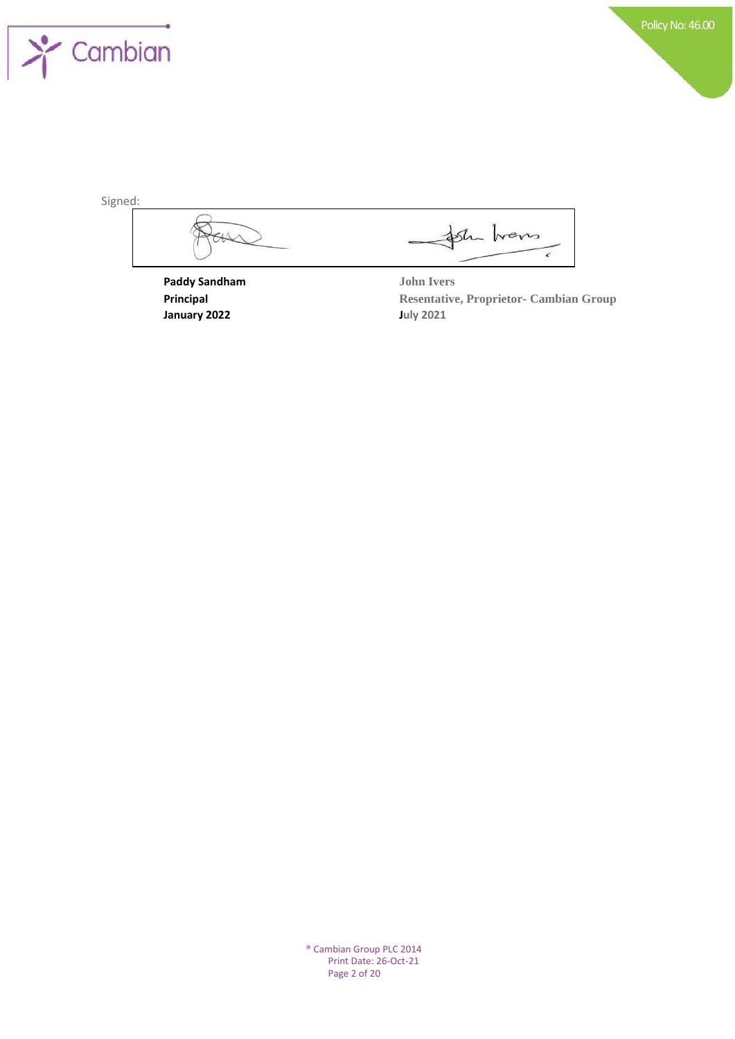Signed:

| | |
|---|---|
| **Paddy Sandham** | **John Ivers** |
| **Principal** | **Resentative, Proprietor- Cambian Group** |
| **January 2022** | **July 2021** |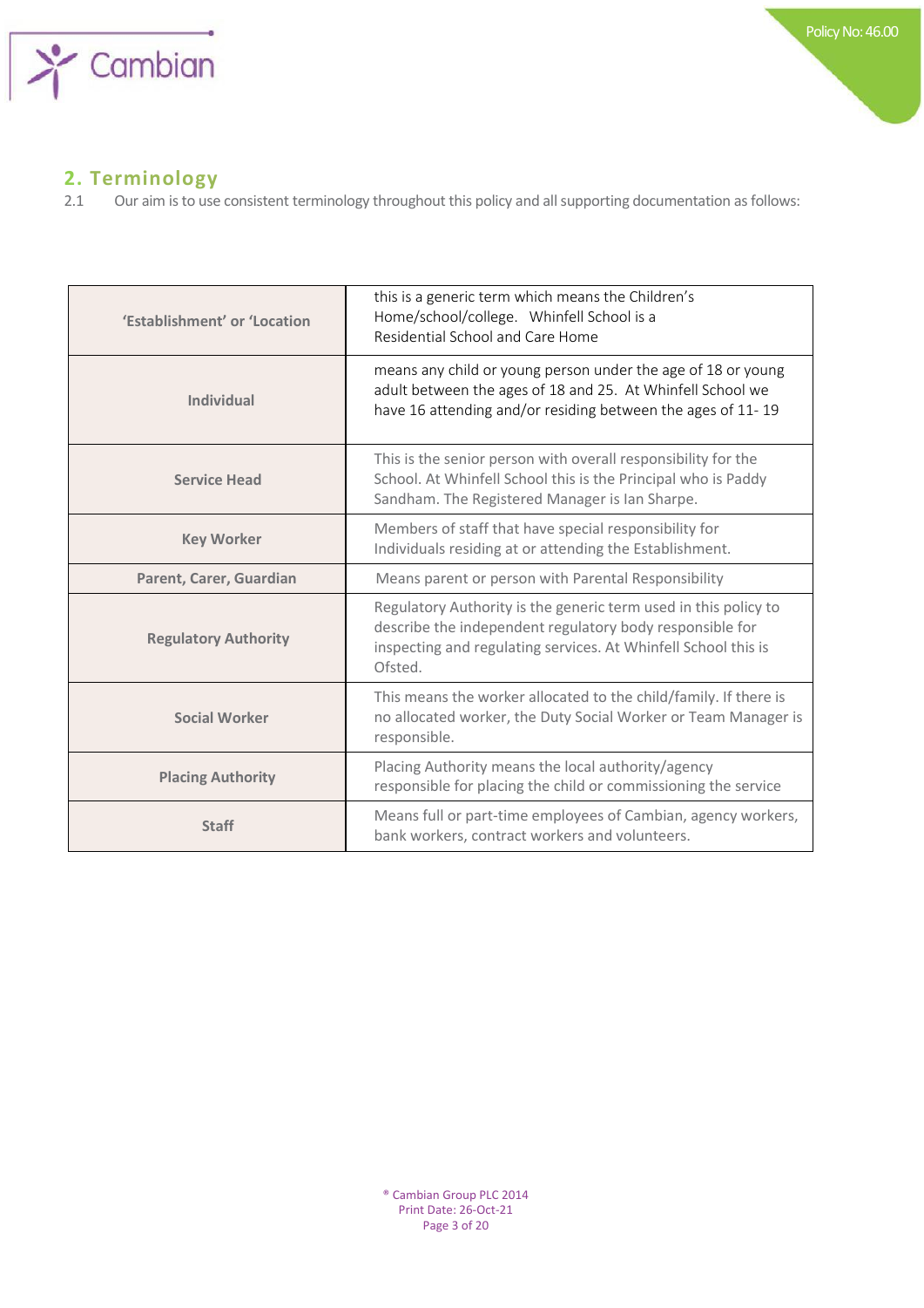## 2. Terminology

2.1 Our aim is to use consistent terminology throughout this policy and all supporting documentation as follows:

| | |
|---|---|
| **'Establishment' or 'Location** | this is a generic term which means the Children's Home/school/college. Whinfell School is a Residential School and Care Home |
| **Individual** | means any child or young person under the age of 18 or young adult between the ages of 18 and 25. At Whinfell School we have 16 attending and/or residing between the ages of 11- 19 |
| **Service Head** | This is the senior person with overall responsibility for the School. At Whinfell School this is the Principal who is Paddy Sandham. The Registered Manager is Ian Sharpe. |
| **Key Worker** | Members of staff that have special responsibility for Individuals residing at or attending the Establishment. |
| **Parent, Carer, Guardian** | Means parent or person with Parental Responsibility |
| **Regulatory Authority** | Regulatory Authority is the generic term used in this policy to describe the independent regulatory body responsible for inspecting and regulating services. At Whinfell School this is Ofsted. |
| **Social Worker** | This means the worker allocated to the child/family. If there is no allocated worker, the Duty Social Worker or Team Manager is responsible. |
| **Placing Authority** | Placing Authority means the local authority/agency responsible for placing the child or commissioning the service |
| **Staff** | Means full or part-time employees of Cambian, agency workers, bank workers, contract workers and volunteers. |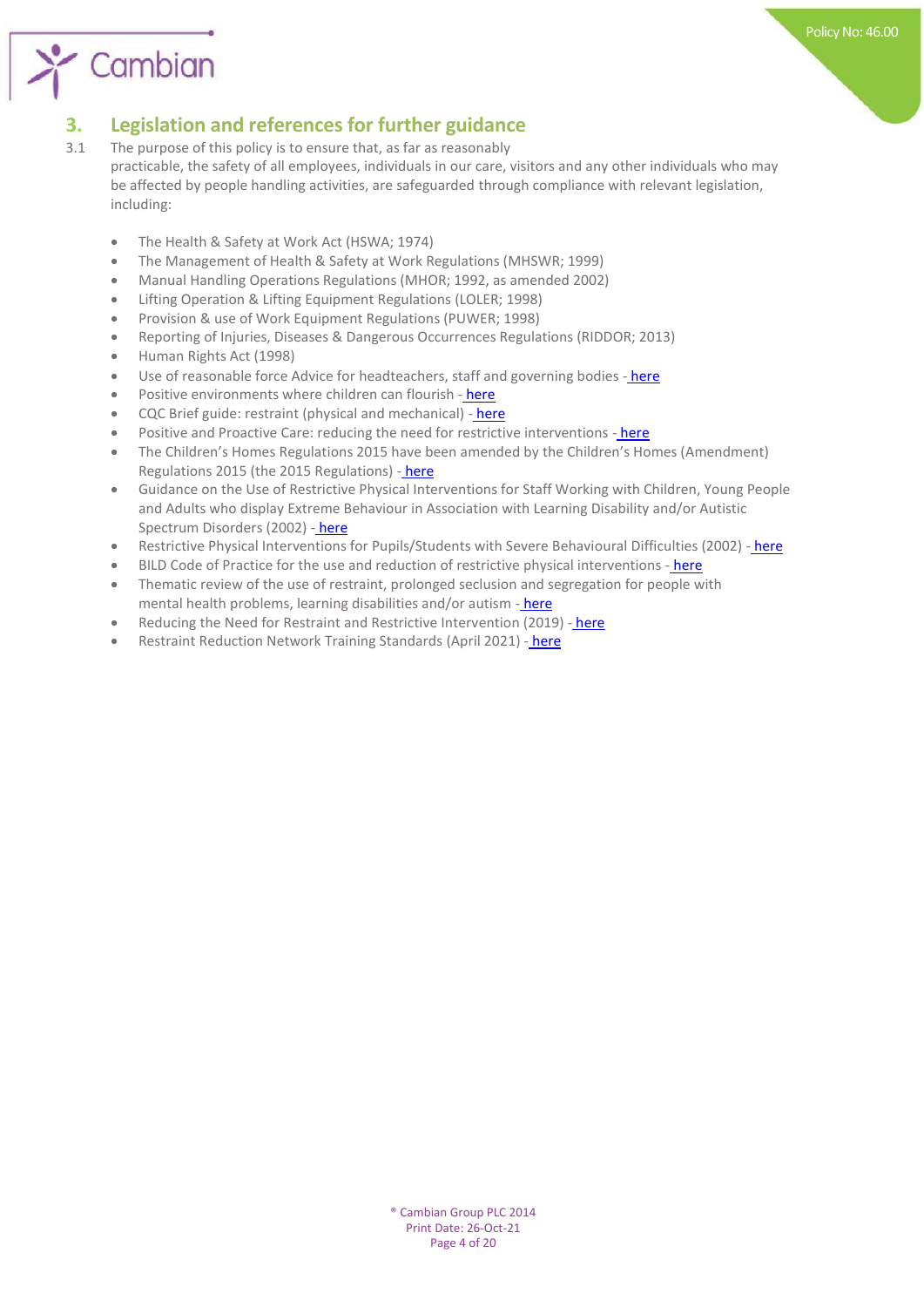## 3. Legislation and references for further guidance

3.1 The purpose of this policy is to ensure that, as far as reasonably practicable, the safety of all employees, individuals in our care, visitors and any other individuals who may be affected by people handling activities, are safeguarded through compliance with relevant legislation, including:

- The Health & Safety at Work Act (HSWA; 1974)
- The Management of Health & Safety at Work Regulations (MHSWR; 1999)
- Manual Handling Operations Regulations (MHOR; 1992, as amended 2002)
- Lifting Operation & Lifting Equipment Regulations (LOLER; 1998)
- Provision & use of Work Equipment Regulations (PUWER; 1998)
- Reporting of Injuries, Diseases & Dangerous Occurrences Regulations (RIDDOR; 2013)
- Human Rights Act (1998)
- Use of reasonable force Advice for headteachers, staff and governing bodies - here
- Positive environments where children can flourish - here
- CQC Brief guide: restraint (physical and mechanical) - here
- Positive and Proactive Care: reducing the need for restrictive interventions - here
- The Children's Homes Regulations 2015 have been amended by the Children's Homes (Amendment) Regulations 2015 (the 2015 Regulations) - here
- Guidance on the Use of Restrictive Physical Interventions for Staff Working with Children, Young People and Adults who display Extreme Behaviour in Association with Learning Disability and/or Autistic Spectrum Disorders (2002) - here
- Restrictive Physical Interventions for Pupils/Students with Severe Behavioural Difficulties (2002) - here
- BILD Code of Practice for the use and reduction of restrictive physical interventions - here
- Thematic review of the use of restraint, prolonged seclusion and segregation for people with mental health problems, learning disabilities and/or autism - here
- Reducing the Need for Restraint and Restrictive Intervention (2019) - here
- Restraint Reduction Network Training Standards (April 2021) - here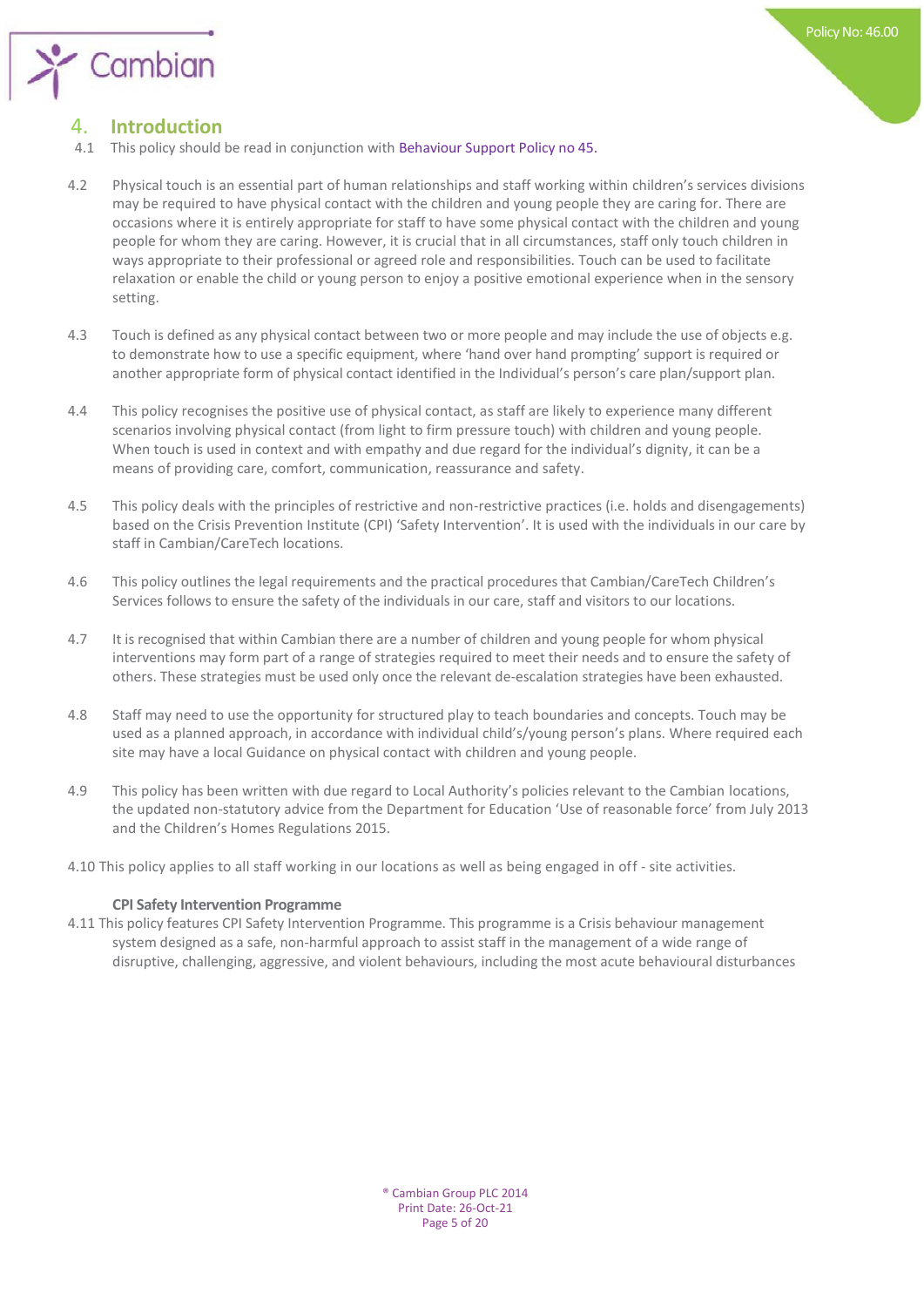## 4. Introduction

4.1 This policy should be read in conjunction with Behaviour Support Policy no 45.

4.2 Physical touch is an essential part of human relationships and staff working within children's services divisions may be required to have physical contact with the children and young people they are caring for. There are occasions where it is entirely appropriate for staff to have some physical contact with the children and young people for whom they are caring. However, it is crucial that in all circumstances, staff only touch children in ways appropriate to their professional or agreed role and responsibilities. Touch can be used to facilitate relaxation or enable the child or young person to enjoy a positive emotional experience when in the sensory setting.

4.3 Touch is defined as any physical contact between two or more people and may include the use of objects e.g. to demonstrate how to use a specific equipment, where 'hand over hand prompting' support is required or another appropriate form of physical contact identified in the Individual's person's care plan/support plan.

4.4 This policy recognises the positive use of physical contact, as staff are likely to experience many different scenarios involving physical contact (from light to firm pressure touch) with children and young people. When touch is used in context and with empathy and due regard for the individual's dignity, it can be a means of providing care, comfort, communication, reassurance and safety.

4.5 This policy deals with the principles of restrictive and non-restrictive practices (i.e. holds and disengagements) based on the Crisis Prevention Institute (CPI) 'Safety Intervention'. It is used with the individuals in our care by staff in Cambian/CareTech locations.

4.6 This policy outlines the legal requirements and the practical procedures that Cambian/CareTech Children's Services follows to ensure the safety of the individuals in our care, staff and visitors to our locations.

4.7 It is recognised that within Cambian there are a number of children and young people for whom physical interventions may form part of a range of strategies required to meet their needs and to ensure the safety of others. These strategies must be used only once the relevant de-escalation strategies have been exhausted.

4.8 Staff may need to use the opportunity for structured play to teach boundaries and concepts. Touch may be used as a planned approach, in accordance with individual child's/young person's plans. Where required each site may have a local Guidance on physical contact with children and young people.

4.9 This policy has been written with due regard to Local Authority's policies relevant to the Cambian locations, the updated non-statutory advice from the Department for Education 'Use of reasonable force' from July 2013 and the Children's Homes Regulations 2015.

4.10 This policy applies to all staff working in our locations as well as being engaged in off - site activities.

**CPI Safety Intervention Programme**

4.11 This policy features CPI Safety Intervention Programme. This programme is a Crisis behaviour management system designed as a safe, non-harmful approach to assist staff in the management of a wide range of disruptive, challenging, aggressive, and violent behaviours, including the most acute behavioural disturbances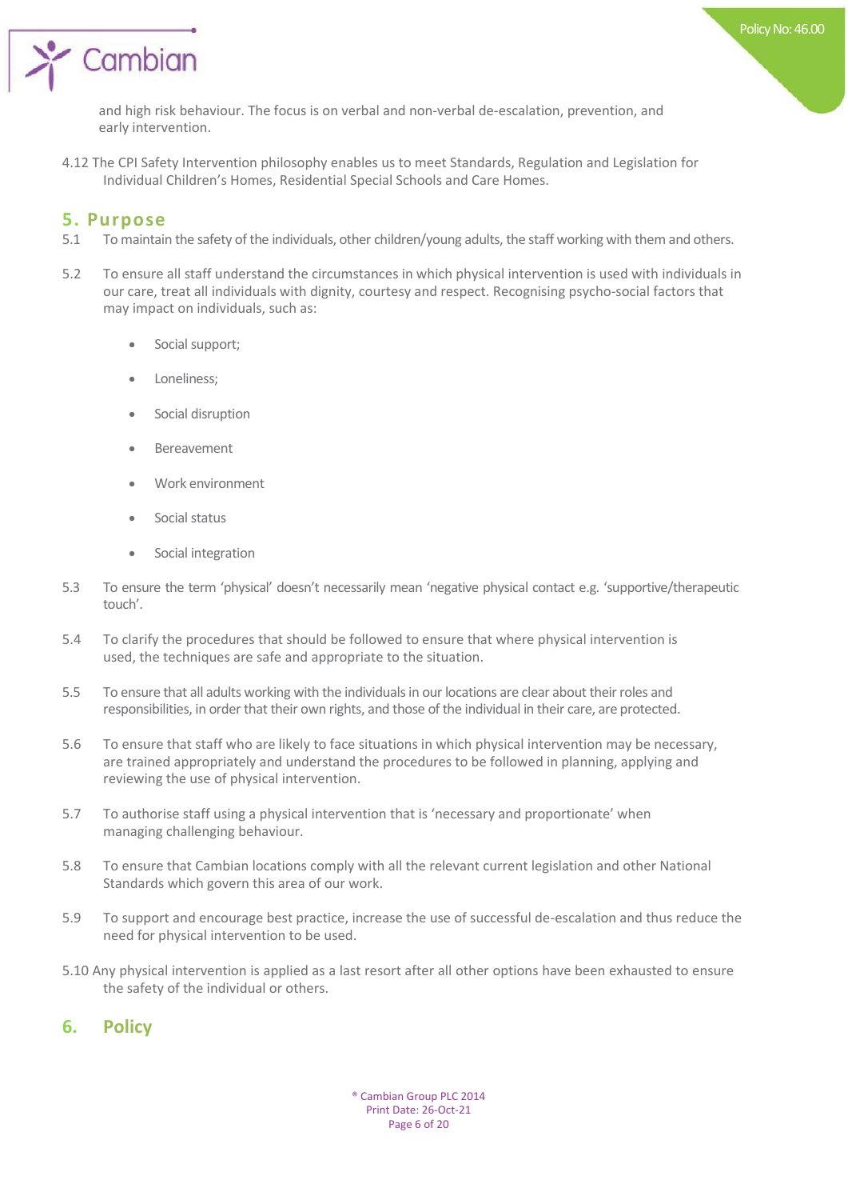and high risk behaviour. The focus is on verbal and non-verbal de-escalation, prevention, and early intervention.

4.12 The CPI Safety Intervention philosophy enables us to meet Standards, Regulation and Legislation for Individual Children's Homes, Residential Special Schools and Care Homes.

## 5. Purpose

5.1 To maintain the safety of the individuals, other children/young adults, the staff working with them and others.

5.2 To ensure all staff understand the circumstances in which physical intervention is used with individuals in our care, treat all individuals with dignity, courtesy and respect. Recognising psycho-social factors that may impact on individuals, such as:

- Social support;
- Loneliness;
- Social disruption
- Bereavement
- Work environment
- Social status
- Social integration

5.3 To ensure the term 'physical' doesn't necessarily mean 'negative physical contact e.g. 'supportive/therapeutic touch'.

5.4 To clarify the procedures that should be followed to ensure that where physical intervention is used, the techniques are safe and appropriate to the situation.

5.5 To ensure that all adults working with the individuals in our locations are clear about their roles and responsibilities, in order that their own rights, and those of the individual in their care, are protected.

5.6 To ensure that staff who are likely to face situations in which physical intervention may be necessary, are trained appropriately and understand the procedures to be followed in planning, applying and reviewing the use of physical intervention.

5.7 To authorise staff using a physical intervention that is 'necessary and proportionate' when managing challenging behaviour.

5.8 To ensure that Cambian locations comply with all the relevant current legislation and other National Standards which govern this area of our work.

5.9 To support and encourage best practice, increase the use of successful de-escalation and thus reduce the need for physical intervention to be used.

5.10 Any physical intervention is applied as a last resort after all other options have been exhausted to ensure the safety of the individual or others.

## 6. Policy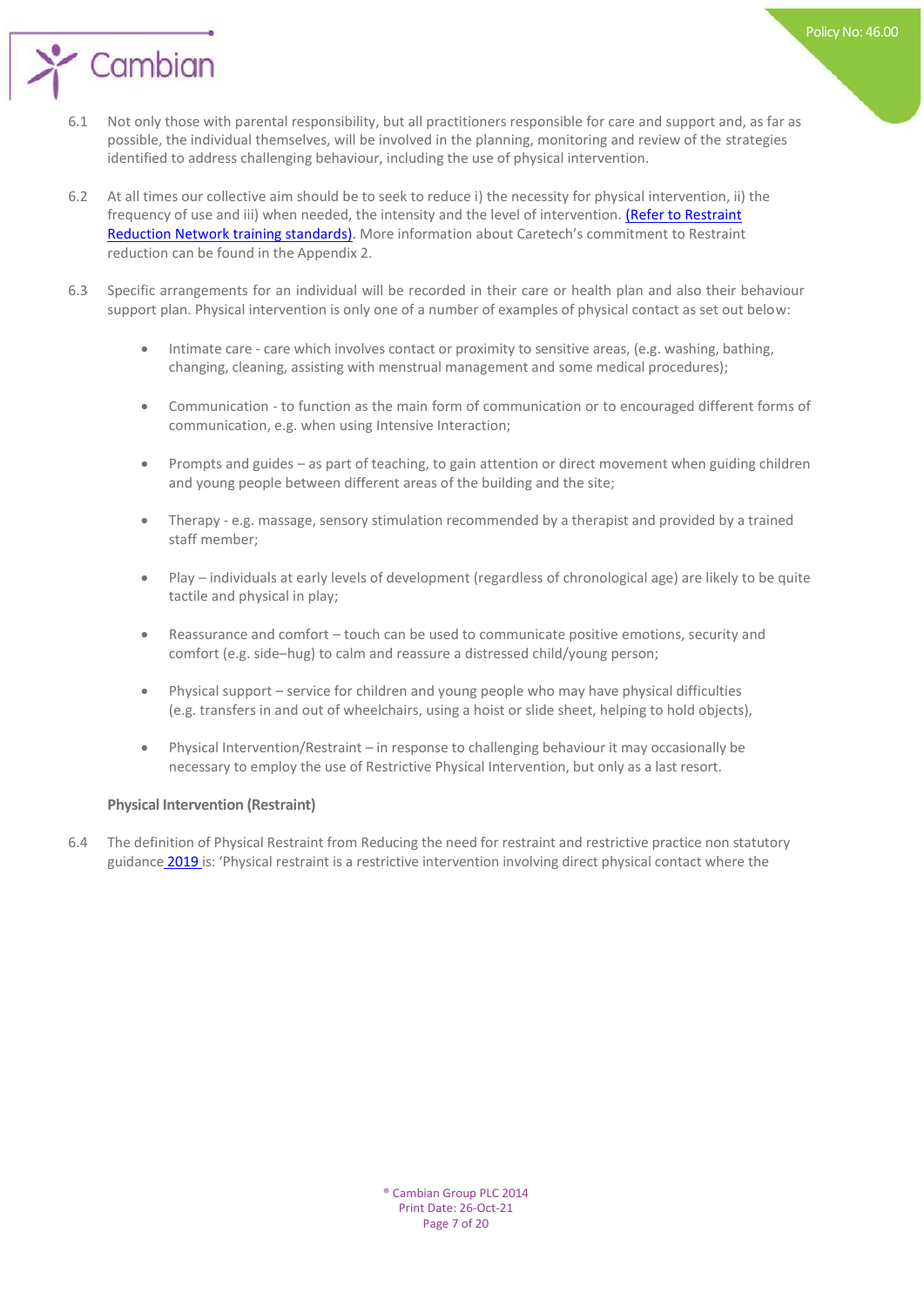6.1 Not only those with parental responsibility, but all practitioners responsible for care and support and, as far as possible, the individual themselves, will be involved in the planning, monitoring and review of the strategies identified to address challenging behaviour, including the use of physical intervention.

6.2 At all times our collective aim should be to seek to reduce i) the necessity for physical intervention, ii) the frequency of use and iii) when needed, the intensity and the level of intervention. (Refer to Restraint Reduction Network training standards). More information about Caretech's commitment to Restraint reduction can be found in the Appendix 2.

6.3 Specific arrangements for an individual will be recorded in their care or health plan and also their behaviour support plan. Physical intervention is only one of a number of examples of physical contact as set out below:

- Intimate care - care which involves contact or proximity to sensitive areas, (e.g. washing, bathing, changing, cleaning, assisting with menstrual management and some medical procedures);
- Communication - to function as the main form of communication or to encouraged different forms of communication, e.g. when using Intensive Interaction;
- Prompts and guides – as part of teaching, to gain attention or direct movement when guiding children and young people between different areas of the building and the site;
- Therapy - e.g. massage, sensory stimulation recommended by a therapist and provided by a trained staff member;
- Play – individuals at early levels of development (regardless of chronological age) are likely to be quite tactile and physical in play;
- Reassurance and comfort – touch can be used to communicate positive emotions, security and comfort (e.g. side–hug) to calm and reassure a distressed child/young person;
- Physical support – service for children and young people who may have physical difficulties (e.g. transfers in and out of wheelchairs, using a hoist or slide sheet, helping to hold objects),
- Physical Intervention/Restraint – in response to challenging behaviour it may occasionally be necessary to employ the use of Restrictive Physical Intervention, but only as a last resort.

**Physical Intervention (Restraint)**

6.4 The definition of Physical Restraint from Reducing the need for restraint and restrictive practice non statutory guidance 2019 is: 'Physical restraint is a restrictive intervention involving direct physical contact where the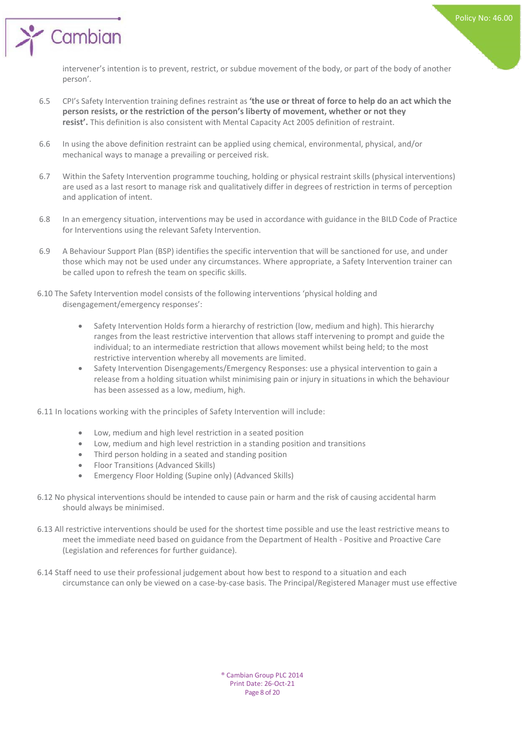intervener's intention is to prevent, restrict, or subdue movement of the body, or part of the body of another person'.

6.5 CPI's Safety Intervention training defines restraint as **'the use or threat of force to help do an act which the person resists, or the restriction of the person's liberty of movement, whether or not they resist'.** This definition is also consistent with Mental Capacity Act 2005 definition of restraint.

6.6 In using the above definition restraint can be applied using chemical, environmental, physical, and/or mechanical ways to manage a prevailing or perceived risk.

6.7 Within the Safety Intervention programme touching, holding or physical restraint skills (physical interventions) are used as a last resort to manage risk and qualitatively differ in degrees of restriction in terms of perception and application of intent.

6.8 In an emergency situation, interventions may be used in accordance with guidance in the BILD Code of Practice for Interventions using the relevant Safety Intervention.

6.9 A Behaviour Support Plan (BSP) identifies the specific intervention that will be sanctioned for use, and under those which may not be used under any circumstances. Where appropriate, a Safety Intervention trainer can be called upon to refresh the team on specific skills.

6.10 The Safety Intervention model consists of the following interventions 'physical holding and disengagement/emergency responses':

- Safety Intervention Holds form a hierarchy of restriction (low, medium and high). This hierarchy ranges from the least restrictive intervention that allows staff intervening to prompt and guide the individual; to an intermediate restriction that allows movement whilst being held; to the most restrictive intervention whereby all movements are limited.
- Safety Intervention Disengagements/Emergency Responses: use a physical intervention to gain a release from a holding situation whilst minimising pain or injury in situations in which the behaviour has been assessed as a low, medium, high.

6.11 In locations working with the principles of Safety Intervention will include:

- Low, medium and high level restriction in a seated position
- Low, medium and high level restriction in a standing position and transitions
- Third person holding in a seated and standing position
- Floor Transitions (Advanced Skills)
- Emergency Floor Holding (Supine only) (Advanced Skills)

6.12 No physical interventions should be intended to cause pain or harm and the risk of causing accidental harm should always be minimised.

6.13 All restrictive interventions should be used for the shortest time possible and use the least restrictive means to meet the immediate need based on guidance from the Department of Health - Positive and Proactive Care (Legislation and references for further guidance).

6.14 Staff need to use their professional judgement about how best to respond to a situation and each circumstance can only be viewed on a case-by-case basis. The Principal/Registered Manager must use effective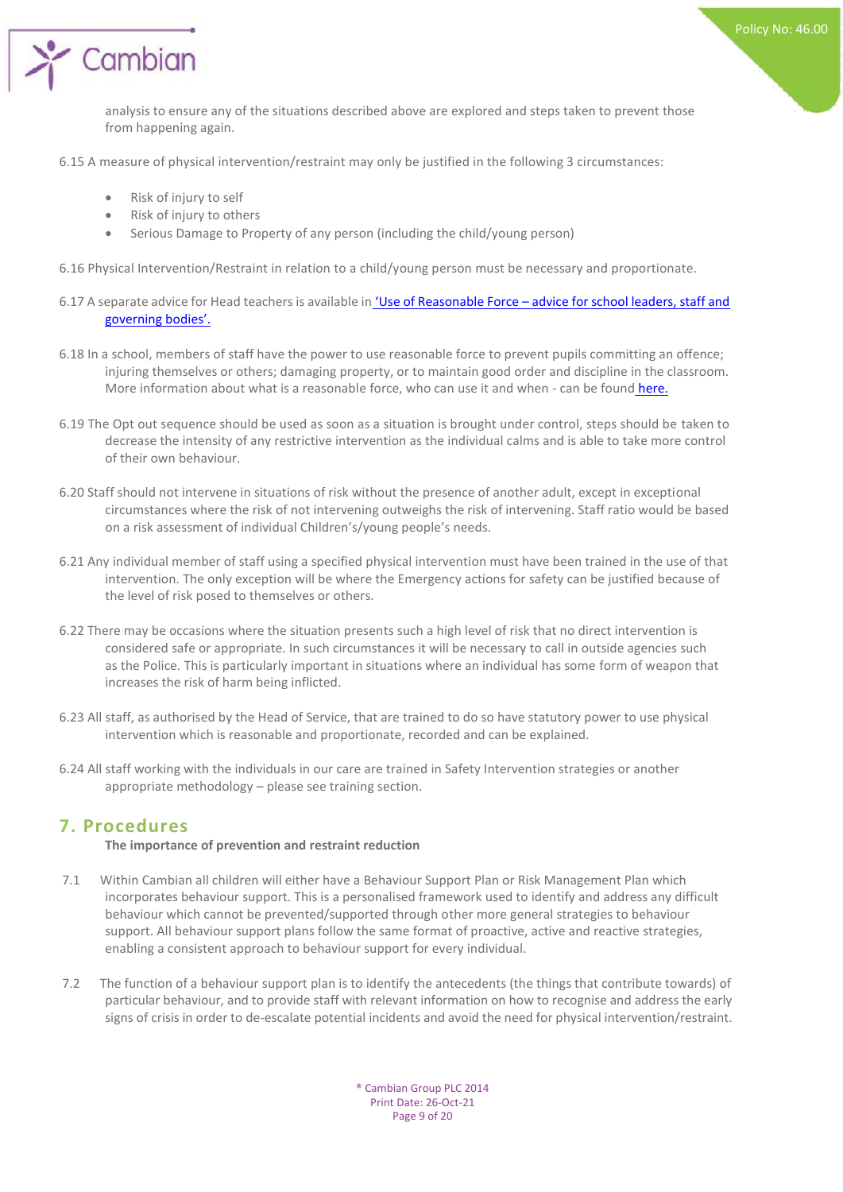analysis to ensure any of the situations described above are explored and steps taken to prevent those from happening again.

6.15 A measure of physical intervention/restraint may only be justified in the following 3 circumstances:

- Risk of injury to self
- Risk of injury to others
- Serious Damage to Property of any person (including the child/young person)

6.16 Physical Intervention/Restraint in relation to a child/young person must be necessary and proportionate.

6.17 A separate advice for Head teachers is available in 'Use of Reasonable Force – advice for school leaders, staff and governing bodies'.

6.18 In a school, members of staff have the power to use reasonable force to prevent pupils committing an offence; injuring themselves or others; damaging property, or to maintain good order and discipline in the classroom. More information about what is a reasonable force, who can use it and when - can be found here.

6.19 The Opt out sequence should be used as soon as a situation is brought under control, steps should be taken to decrease the intensity of any restrictive intervention as the individual calms and is able to take more control of their own behaviour.

6.20 Staff should not intervene in situations of risk without the presence of another adult, except in exceptional circumstances where the risk of not intervening outweighs the risk of intervening. Staff ratio would be based on a risk assessment of individual Children's/young people's needs.

6.21 Any individual member of staff using a specified physical intervention must have been trained in the use of that intervention. The only exception will be where the Emergency actions for safety can be justified because of the level of risk posed to themselves or others.

6.22 There may be occasions where the situation presents such a high level of risk that no direct intervention is considered safe or appropriate. In such circumstances it will be necessary to call in outside agencies such as the Police. This is particularly important in situations where an individual has some form of weapon that increases the risk of harm being inflicted.

6.23 All staff, as authorised by the Head of Service, that are trained to do so have statutory power to use physical intervention which is reasonable and proportionate, recorded and can be explained.

6.24 All staff working with the individuals in our care are trained in Safety Intervention strategies or another appropriate methodology – please see training section.

## 7. Procedures

**The importance of prevention and restraint reduction**

7.1 Within Cambian all children will either have a Behaviour Support Plan or Risk Management Plan which incorporates behaviour support. This is a personalised framework used to identify and address any difficult behaviour which cannot be prevented/supported through other more general strategies to behaviour support. All behaviour support plans follow the same format of proactive, active and reactive strategies, enabling a consistent approach to behaviour support for every individual.

7.2 The function of a behaviour support plan is to identify the antecedents (the things that contribute towards) of particular behaviour, and to provide staff with relevant information on how to recognise and address the early signs of crisis in order to de-escalate potential incidents and avoid the need for physical intervention/restraint.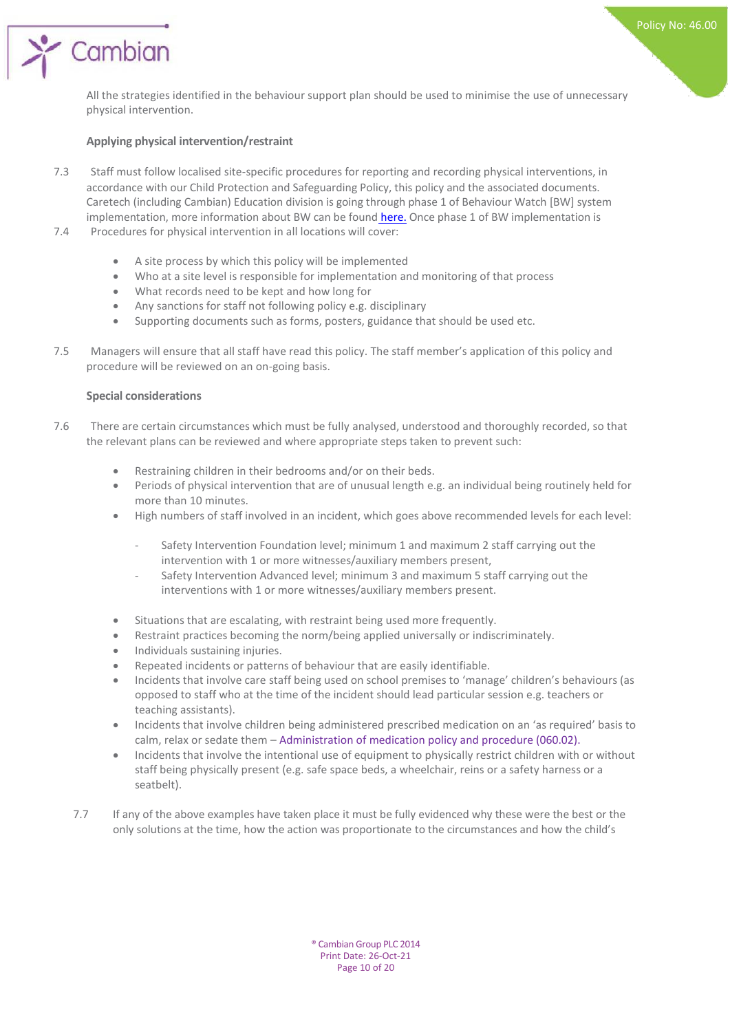All the strategies identified in the behaviour support plan should be used to minimise the use of unnecessary physical intervention.

**Applying physical intervention/restraint**

7.3 Staff must follow localised site-specific procedures for reporting and recording physical interventions, in accordance with our Child Protection and Safeguarding Policy, this policy and the associated documents. Caretech (including Cambian) Education division is going through phase 1 of Behaviour Watch [BW] system implementation, more information about BW can be found here. Once phase 1 of BW implementation is

7.4 Procedures for physical intervention in all locations will cover:

- A site process by which this policy will be implemented
- Who at a site level is responsible for implementation and monitoring of that process
- What records need to be kept and how long for
- Any sanctions for staff not following policy e.g. disciplinary
- Supporting documents such as forms, posters, guidance that should be used etc.

7.5 Managers will ensure that all staff have read this policy. The staff member's application of this policy and procedure will be reviewed on an on-going basis.

**Special considerations**

7.6 There are certain circumstances which must be fully analysed, understood and thoroughly recorded, so that the relevant plans can be reviewed and where appropriate steps taken to prevent such:

- Restraining children in their bedrooms and/or on their beds.
- Periods of physical intervention that are of unusual length e.g. an individual being routinely held for more than 10 minutes.
- High numbers of staff involved in an incident, which goes above recommended levels for each level:
    - Safety Intervention Foundation level; minimum 1 and maximum 2 staff carrying out the intervention with 1 or more witnesses/auxiliary members present,
    - Safety Intervention Advanced level; minimum 3 and maximum 5 staff carrying out the interventions with 1 or more witnesses/auxiliary members present.
- Situations that are escalating, with restraint being used more frequently.
- Restraint practices becoming the norm/being applied universally or indiscriminately.
- Individuals sustaining injuries.
- Repeated incidents or patterns of behaviour that are easily identifiable.
- Incidents that involve care staff being used on school premises to 'manage' children's behaviours (as opposed to staff who at the time of the incident should lead particular session e.g. teachers or teaching assistants).
- Incidents that involve children being administered prescribed medication on an 'as required' basis to calm, relax or sedate them – Administration of medication policy and procedure (060.02).
- Incidents that involve the intentional use of equipment to physically restrict children with or without staff being physically present (e.g. safe space beds, a wheelchair, reins or a safety harness or a seatbelt).

7.7 If any of the above examples have taken place it must be fully evidenced why these were the best or the only solutions at the time, how the action was proportionate to the circumstances and how the child's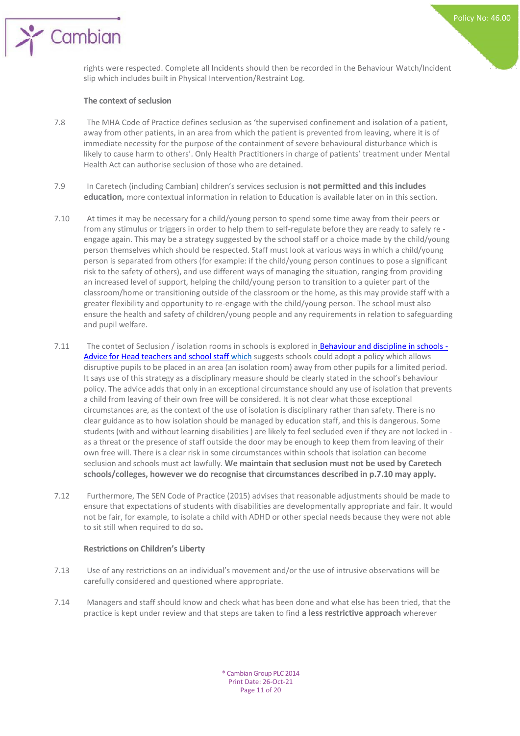rights were respected. Complete all Incidents should then be recorded in the Behaviour Watch/Incident slip which includes built in Physical Intervention/Restraint Log.

**The context of seclusion**

7.8 The MHA Code of Practice defines seclusion as 'the supervised confinement and isolation of a patient, away from other patients, in an area from which the patient is prevented from leaving, where it is of immediate necessity for the purpose of the containment of severe behavioural disturbance which is likely to cause harm to others'. Only Health Practitioners in charge of patients' treatment under Mental Health Act can authorise seclusion of those who are detained.

7.9 In Caretech (including Cambian) children's services seclusion is **not permitted and this includes education,** more contextual information in relation to Education is available later on in this section.

7.10 At times it may be necessary for a child/young person to spend some time away from their peers or from any stimulus or triggers in order to help them to self-regulate before they are ready to safely re - engage again. This may be a strategy suggested by the school staff or a choice made by the child/young person themselves which should be respected. Staff must look at various ways in which a child/young person is separated from others (for example: if the child/young person continues to pose a significant risk to the safety of others), and use different ways of managing the situation, ranging from providing an increased level of support, helping the child/young person to transition to a quieter part of the classroom/home or transitioning outside of the classroom or the home, as this may provide staff with a greater flexibility and opportunity to re-engage with the child/young person. The school must also ensure the health and safety of children/young people and any requirements in relation to safeguarding and pupil welfare.

7.11 The contet of Seclusion / isolation rooms in schools is explored in Behaviour and discipline in schools - Advice for Head teachers and school staff which suggests schools could adopt a policy which allows disruptive pupils to be placed in an area (an isolation room) away from other pupils for a limited period. It says use of this strategy as a disciplinary measure should be clearly stated in the school's behaviour policy. The advice adds that only in an exceptional circumstance should any use of isolation that prevents a child from leaving of their own free will be considered. It is not clear what those exceptional circumstances are, as the context of the use of isolation is disciplinary rather than safety. There is no clear guidance as to how isolation should be managed by education staff, and this is dangerous. Some students (with and without learning disabilities ) are likely to feel secluded even if they are not locked in - as a threat or the presence of staff outside the door may be enough to keep them from leaving of their own free will. There is a clear risk in some circumstances within schools that isolation can become seclusion and schools must act lawfully. **We maintain that seclusion must not be used by Caretech schools/colleges, however we do recognise that circumstances described in p.7.10 may apply.**

7.12 Furthermore, The SEN Code of Practice (2015) advises that reasonable adjustments should be made to ensure that expectations of students with disabilities are developmentally appropriate and fair. It would not be fair, for example, to isolate a child with ADHD or other special needs because they were not able to sit still when required to do so.

**Restrictions on Children's Liberty**

7.13 Use of any restrictions on an individual's movement and/or the use of intrusive observations will be carefully considered and questioned where appropriate.

7.14 Managers and staff should know and check what has been done and what else has been tried, that the practice is kept under review and that steps are taken to find **a less restrictive approach** wherever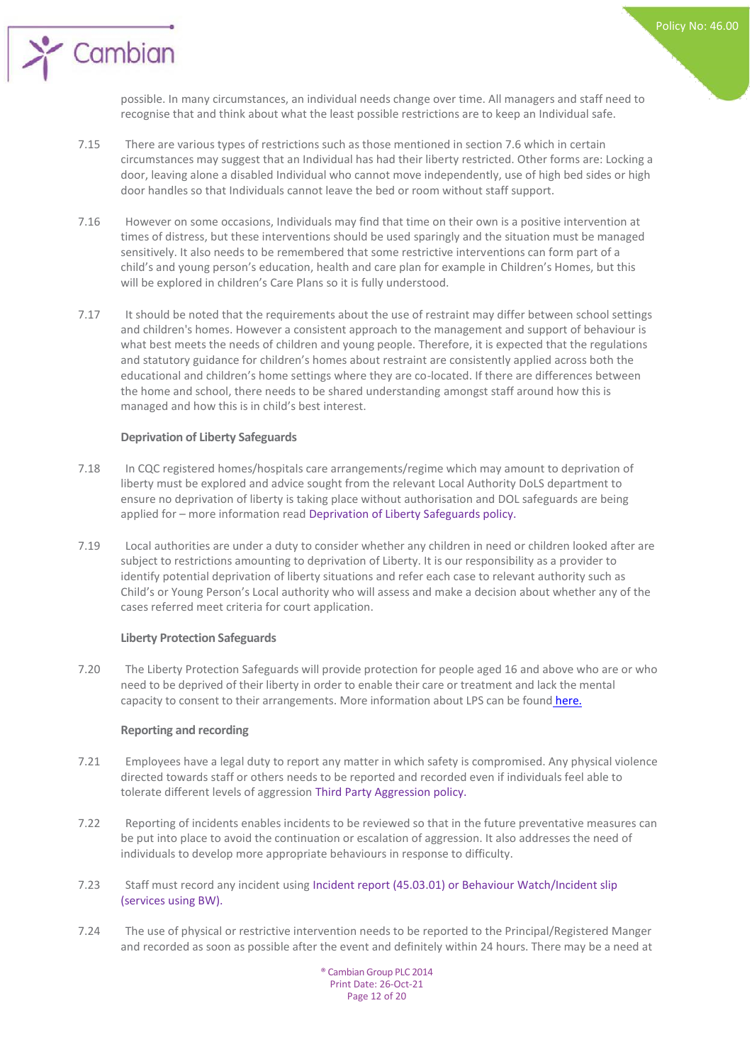possible. In many circumstances, an individual needs change over time. All managers and staff need to recognise that and think about what the least possible restrictions are to keep an Individual safe.

7.15 There are various types of restrictions such as those mentioned in section 7.6 which in certain circumstances may suggest that an Individual has had their liberty restricted. Other forms are: Locking a door, leaving alone a disabled Individual who cannot move independently, use of high bed sides or high door handles so that Individuals cannot leave the bed or room without staff support.

7.16 However on some occasions, Individuals may find that time on their own is a positive intervention at times of distress, but these interventions should be used sparingly and the situation must be managed sensitively. It also needs to be remembered that some restrictive interventions can form part of a child's and young person's education, health and care plan for example in Children's Homes, but this will be explored in children's Care Plans so it is fully understood.

7.17 It should be noted that the requirements about the use of restraint may differ between school settings and children's homes. However a consistent approach to the management and support of behaviour is what best meets the needs of children and young people. Therefore, it is expected that the regulations and statutory guidance for children's homes about restraint are consistently applied across both the educational and children's home settings where they are co-located. If there are differences between the home and school, there needs to be shared understanding amongst staff around how this is managed and how this is in child's best interest.

**Deprivation of Liberty Safeguards**

7.18 In CQC registered homes/hospitals care arrangements/regime which may amount to deprivation of liberty must be explored and advice sought from the relevant Local Authority DoLS department to ensure no deprivation of liberty is taking place without authorisation and DOL safeguards are being applied for – more information read Deprivation of Liberty Safeguards policy.

7.19 Local authorities are under a duty to consider whether any children in need or children looked after are subject to restrictions amounting to deprivation of Liberty. It is our responsibility as a provider to identify potential deprivation of liberty situations and refer each case to relevant authority such as Child's or Young Person's Local authority who will assess and make a decision about whether any of the cases referred meet criteria for court application.

**Liberty Protection Safeguards**

7.20 The Liberty Protection Safeguards will provide protection for people aged 16 and above who are or who need to be deprived of their liberty in order to enable their care or treatment and lack the mental capacity to consent to their arrangements. More information about LPS can be found here.

**Reporting and recording**

7.21 Employees have a legal duty to report any matter in which safety is compromised. Any physical violence directed towards staff or others needs to be reported and recorded even if individuals feel able to tolerate different levels of aggression Third Party Aggression policy.

7.22 Reporting of incidents enables incidents to be reviewed so that in the future preventative measures can be put into place to avoid the continuation or escalation of aggression. It also addresses the need of individuals to develop more appropriate behaviours in response to difficulty.

7.23 Staff must record any incident using Incident report (45.03.01) or Behaviour Watch/Incident slip (services using BW).

7.24 The use of physical or restrictive intervention needs to be reported to the Principal/Registered Manger and recorded as soon as possible after the event and definitely within 24 hours. There may be a need at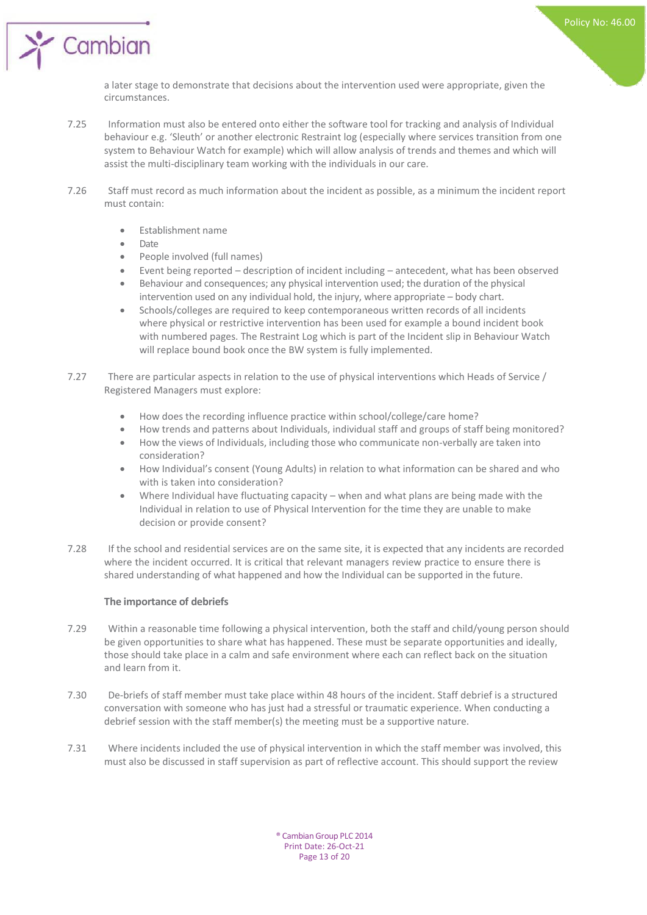a later stage to demonstrate that decisions about the intervention used were appropriate, given the circumstances.

7.25 Information must also be entered onto either the software tool for tracking and analysis of Individual behaviour e.g. 'Sleuth' or another electronic Restraint log (especially where services transition from one system to Behaviour Watch for example) which will allow analysis of trends and themes and which will assist the multi-disciplinary team working with the individuals in our care.

7.26 Staff must record as much information about the incident as possible, as a minimum the incident report must contain:

- Establishment name
- Date
- People involved (full names)
- Event being reported – description of incident including – antecedent, what has been observed
- Behaviour and consequences; any physical intervention used; the duration of the physical intervention used on any individual hold, the injury, where appropriate – body chart.
- Schools/colleges are required to keep contemporaneous written records of all incidents where physical or restrictive intervention has been used for example a bound incident book with numbered pages. The Restraint Log which is part of the Incident slip in Behaviour Watch will replace bound book once the BW system is fully implemented.

7.27 There are particular aspects in relation to the use of physical interventions which Heads of Service / Registered Managers must explore:

- How does the recording influence practice within school/college/care home?
- How trends and patterns about Individuals, individual staff and groups of staff being monitored?
- How the views of Individuals, including those who communicate non-verbally are taken into consideration?
- How Individual's consent (Young Adults) in relation to what information can be shared and who with is taken into consideration?
- Where Individual have fluctuating capacity – when and what plans are being made with the Individual in relation to use of Physical Intervention for the time they are unable to make decision or provide consent?

7.28 If the school and residential services are on the same site, it is expected that any incidents are recorded where the incident occurred. It is critical that relevant managers review practice to ensure there is shared understanding of what happened and how the Individual can be supported in the future.

**The importance of debriefs**

7.29 Within a reasonable time following a physical intervention, both the staff and child/young person should be given opportunities to share what has happened. These must be separate opportunities and ideally, those should take place in a calm and safe environment where each can reflect back on the situation and learn from it.

7.30 De-briefs of staff member must take place within 48 hours of the incident. Staff debrief is a structured conversation with someone who has just had a stressful or traumatic experience. When conducting a debrief session with the staff member(s) the meeting must be a supportive nature.

7.31 Where incidents included the use of physical intervention in which the staff member was involved, this must also be discussed in staff supervision as part of reflective account. This should support the review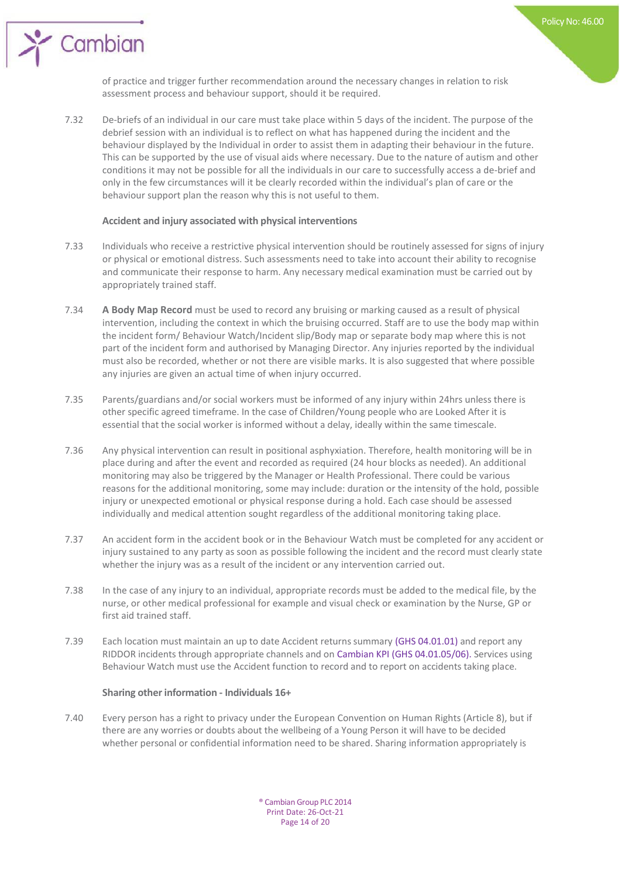of practice and trigger further recommendation around the necessary changes in relation to risk assessment process and behaviour support, should it be required.

7.32 De-briefs of an individual in our care must take place within 5 days of the incident. The purpose of the debrief session with an individual is to reflect on what has happened during the incident and the behaviour displayed by the Individual in order to assist them in adapting their behaviour in the future. This can be supported by the use of visual aids where necessary. Due to the nature of autism and other conditions it may not be possible for all the individuals in our care to successfully access a de-brief and only in the few circumstances will it be clearly recorded within the individual's plan of care or the behaviour support plan the reason why this is not useful to them.

**Accident and injury associated with physical interventions**

7.33 Individuals who receive a restrictive physical intervention should be routinely assessed for signs of injury or physical or emotional distress. Such assessments need to take into account their ability to recognise and communicate their response to harm. Any necessary medical examination must be carried out by appropriately trained staff.

7.34 **A Body Map Record** must be used to record any bruising or marking caused as a result of physical intervention, including the context in which the bruising occurred. Staff are to use the body map within the incident form/ Behaviour Watch/Incident slip/Body map or separate body map where this is not part of the incident form and authorised by Managing Director. Any injuries reported by the individual must also be recorded, whether or not there are visible marks. It is also suggested that where possible any injuries are given an actual time of when injury occurred.

7.35 Parents/guardians and/or social workers must be informed of any injury within 24hrs unless there is other specific agreed timeframe. In the case of Children/Young people who are Looked After it is essential that the social worker is informed without a delay, ideally within the same timescale.

7.36 Any physical intervention can result in positional asphyxiation. Therefore, health monitoring will be in place during and after the event and recorded as required (24 hour blocks as needed). An additional monitoring may also be triggered by the Manager or Health Professional. There could be various reasons for the additional monitoring, some may include: duration or the intensity of the hold, possible injury or unexpected emotional or physical response during a hold. Each case should be assessed individually and medical attention sought regardless of the additional monitoring taking place.

7.37 An accident form in the accident book or in the Behaviour Watch must be completed for any accident or injury sustained to any party as soon as possible following the incident and the record must clearly state whether the injury was as a result of the incident or any intervention carried out.

7.38 In the case of any injury to an individual, appropriate records must be added to the medical file, by the nurse, or other medical professional for example and visual check or examination by the Nurse, GP or first aid trained staff.

7.39 Each location must maintain an up to date Accident returns summary (GHS 04.01.01) and report any RIDDOR incidents through appropriate channels and on Cambian KPI (GHS 04.01.05/06). Services using Behaviour Watch must use the Accident function to record and to report on accidents taking place.

**Sharing other information - Individuals 16+**

7.40 Every person has a right to privacy under the European Convention on Human Rights (Article 8), but if there are any worries or doubts about the wellbeing of a Young Person it will have to be decided whether personal or confidential information need to be shared. Sharing information appropriately is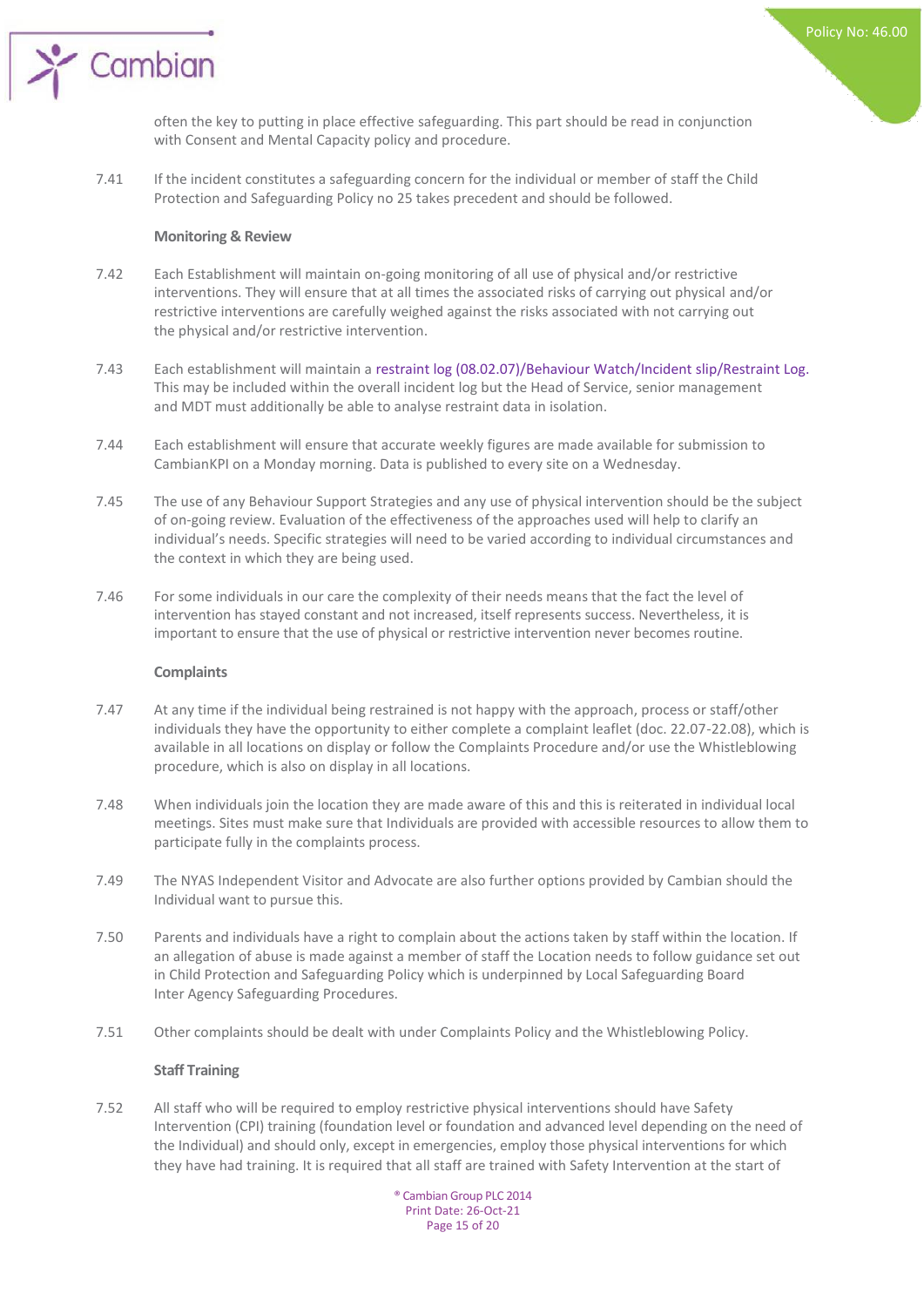often the key to putting in place effective safeguarding. This part should be read in conjunction with Consent and Mental Capacity policy and procedure.

7.41 If the incident constitutes a safeguarding concern for the individual or member of staff the Child Protection and Safeguarding Policy no 25 takes precedent and should be followed.

**Monitoring & Review**

7.42 Each Establishment will maintain on-going monitoring of all use of physical and/or restrictive interventions. They will ensure that at all times the associated risks of carrying out physical and/or restrictive interventions are carefully weighed against the risks associated with not carrying out the physical and/or restrictive intervention.

7.43 Each establishment will maintain a restraint log (08.02.07)/Behaviour Watch/Incident slip/Restraint Log. This may be included within the overall incident log but the Head of Service, senior management and MDT must additionally be able to analyse restraint data in isolation.

7.44 Each establishment will ensure that accurate weekly figures are made available for submission to CambianKPI on a Monday morning. Data is published to every site on a Wednesday.

7.45 The use of any Behaviour Support Strategies and any use of physical intervention should be the subject of on-going review. Evaluation of the effectiveness of the approaches used will help to clarify an individual's needs. Specific strategies will need to be varied according to individual circumstances and the context in which they are being used.

7.46 For some individuals in our care the complexity of their needs means that the fact the level of intervention has stayed constant and not increased, itself represents success. Nevertheless, it is important to ensure that the use of physical or restrictive intervention never becomes routine.

**Complaints**

7.47 At any time if the individual being restrained is not happy with the approach, process or staff/other individuals they have the opportunity to either complete a complaint leaflet (doc. 22.07-22.08), which is available in all locations on display or follow the Complaints Procedure and/or use the Whistleblowing procedure, which is also on display in all locations.

7.48 When individuals join the location they are made aware of this and this is reiterated in individual local meetings. Sites must make sure that Individuals are provided with accessible resources to allow them to participate fully in the complaints process.

7.49 The NYAS Independent Visitor and Advocate are also further options provided by Cambian should the Individual want to pursue this.

7.50 Parents and individuals have a right to complain about the actions taken by staff within the location. If an allegation of abuse is made against a member of staff the Location needs to follow guidance set out in Child Protection and Safeguarding Policy which is underpinned by Local Safeguarding Board Inter Agency Safeguarding Procedures.

7.51 Other complaints should be dealt with under Complaints Policy and the Whistleblowing Policy.

**Staff Training**

7.52 All staff who will be required to employ restrictive physical interventions should have Safety Intervention (CPI) training (foundation level or foundation and advanced level depending on the need of the Individual) and should only, except in emergencies, employ those physical interventions for which they have had training. It is required that all staff are trained with Safety Intervention at the start of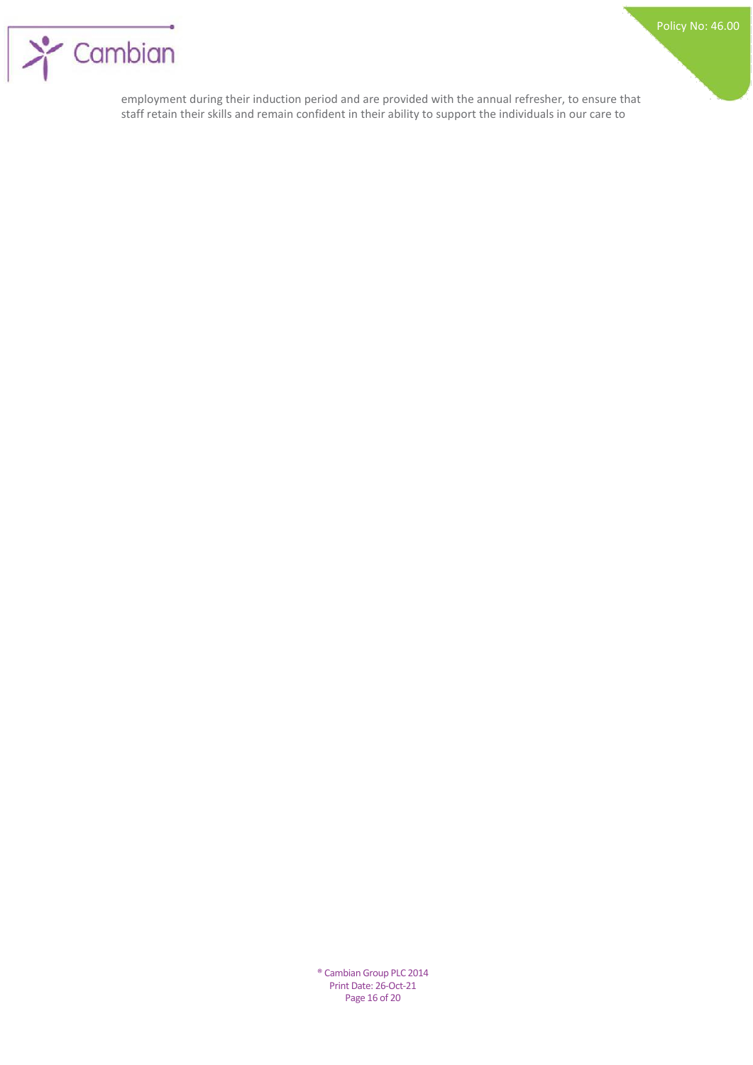employment during their induction period and are provided with the annual refresher, to ensure that staff retain their skills and remain confident in their ability to support the individuals in our care to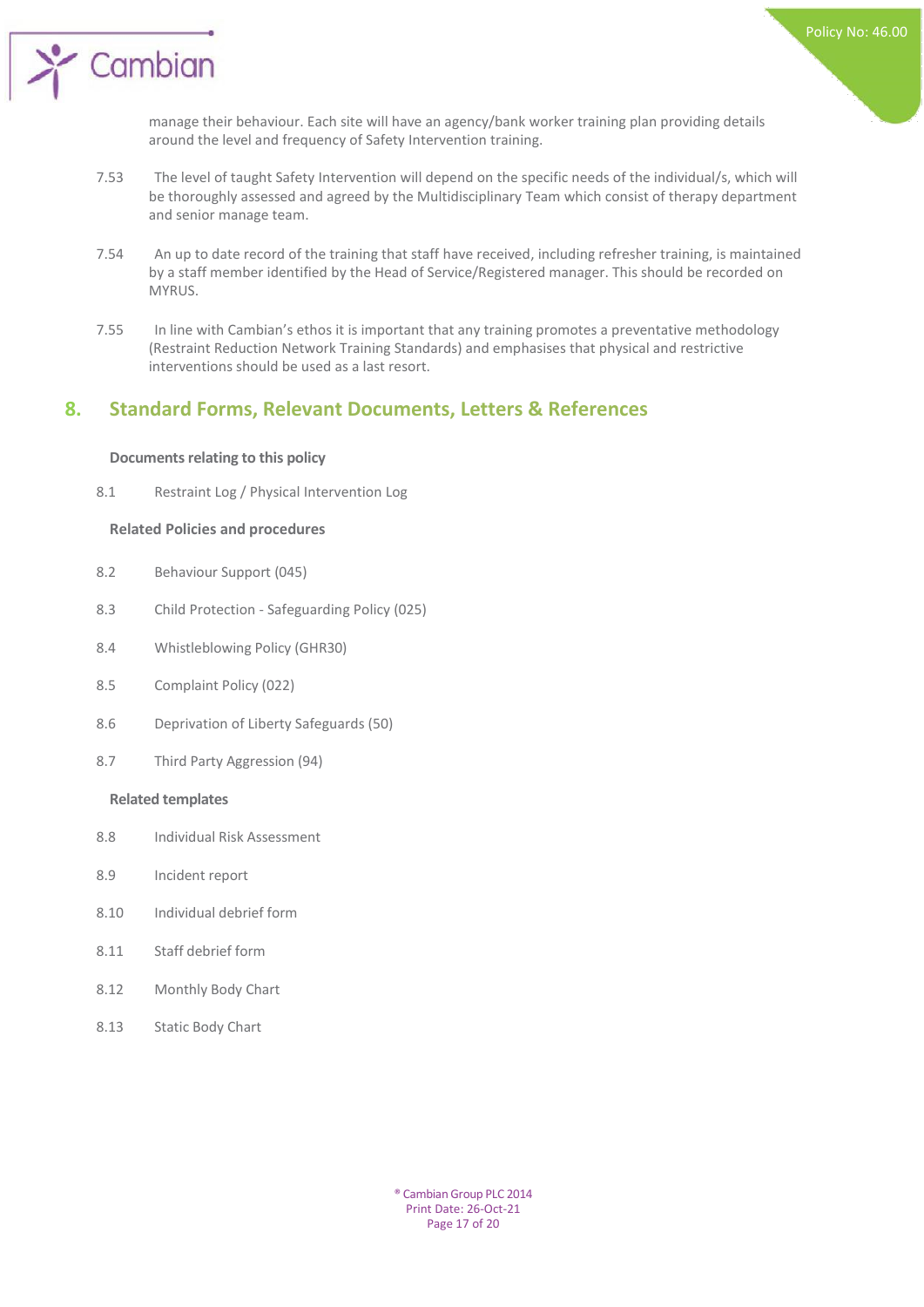manage their behaviour. Each site will have an agency/bank worker training plan providing details around the level and frequency of Safety Intervention training.

7.53 The level of taught Safety Intervention will depend on the specific needs of the individual/s, which will be thoroughly assessed and agreed by the Multidisciplinary Team which consist of therapy department and senior manage team.

7.54 An up to date record of the training that staff have received, including refresher training, is maintained by a staff member identified by the Head of Service/Registered manager. This should be recorded on MYRUS.

7.55 In line with Cambian's ethos it is important that any training promotes a preventative methodology (Restraint Reduction Network Training Standards) and emphasises that physical and restrictive interventions should be used as a last resort.

## 8. Standard Forms, Relevant Documents, Letters & References

**Documents relating to this policy**

8.1 Restraint Log / Physical Intervention Log

**Related Policies and procedures**

8.2 Behaviour Support (045)

8.3 Child Protection - Safeguarding Policy (025)

8.4 Whistleblowing Policy (GHR30)

8.5 Complaint Policy (022)

8.6 Deprivation of Liberty Safeguards (50)

8.7 Third Party Aggression (94)

**Related templates**

8.8 Individual Risk Assessment

8.9 Incident report

8.10 Individual debrief form

8.11 Staff debrief form

8.12 Monthly Body Chart

8.13 Static Body Chart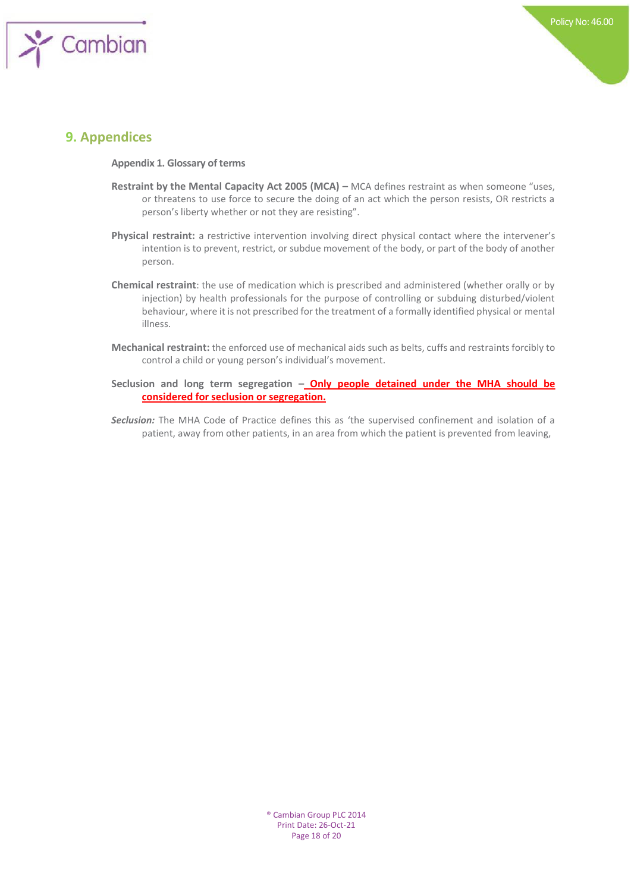## 9. Appendices

**Appendix 1. Glossary of terms**

**Restraint by the Mental Capacity Act 2005 (MCA) –** MCA defines restraint as when someone "uses, or threatens to use force to secure the doing of an act which the person resists, OR restricts a person's liberty whether or not they are resisting".

**Physical restraint:** a restrictive intervention involving direct physical contact where the intervener's intention is to prevent, restrict, or subdue movement of the body, or part of the body of another person.

**Chemical restraint**: the use of medication which is prescribed and administered (whether orally or by injection) by health professionals for the purpose of controlling or subduing disturbed/violent behaviour, where it is not prescribed for the treatment of a formally identified physical or mental illness.

**Mechanical restraint:** the enforced use of mechanical aids such as belts, cuffs and restraints forcibly to control a child or young person's individual's movement.

**Seclusion and long term segregation –** **Only people detained under the MHA should be considered for seclusion or segregation.**

***Seclusion:*** The MHA Code of Practice defines this as 'the supervised confinement and isolation of a patient, away from other patients, in an area from which the patient is prevented from leaving,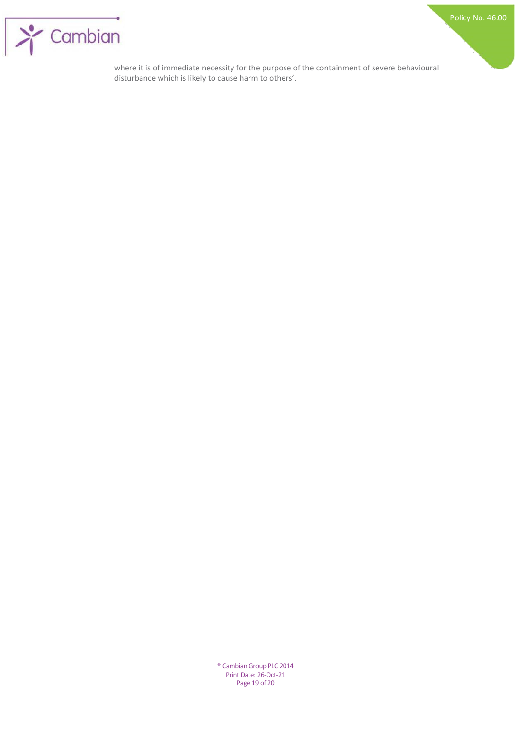where it is of immediate necessity for the purpose of the containment of severe behavioural disturbance which is likely to cause harm to others'.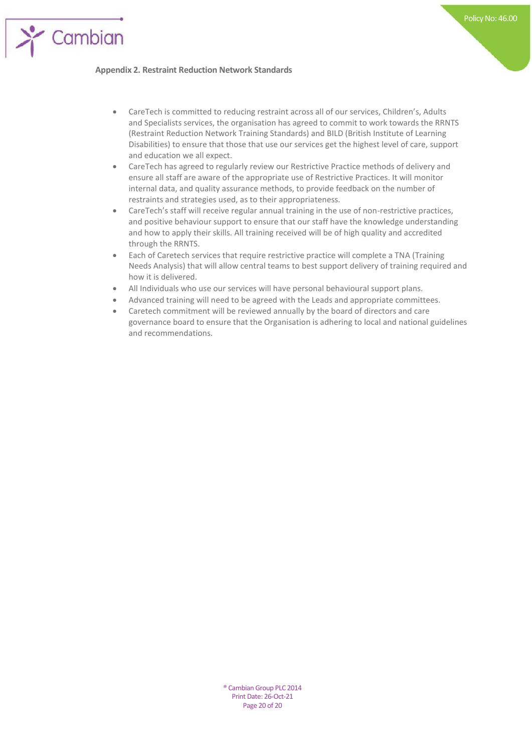## Appendix 2. Restraint Reduction Network Standards

- CareTech is committed to reducing restraint across all of our services, Children's, Adults and Specialists services, the organisation has agreed to commit to work towards the RRNTS (Restraint Reduction Network Training Standards) and BILD (British Institute of Learning Disabilities) to ensure that those that use our services get the highest level of care, support and education we all expect.
- CareTech has agreed to regularly review our Restrictive Practice methods of delivery and ensure all staff are aware of the appropriate use of Restrictive Practices. It will monitor internal data, and quality assurance methods, to provide feedback on the number of restraints and strategies used, as to their appropriateness.
- CareTech's staff will receive regular annual training in the use of non-restrictive practices, and positive behaviour support to ensure that our staff have the knowledge understanding and how to apply their skills. All training received will be of high quality and accredited through the RRNTS.
- Each of Caretech services that require restrictive practice will complete a TNA (Training Needs Analysis) that will allow central teams to best support delivery of training required and how it is delivered.
- All Individuals who use our services will have personal behavioural support plans.
- Advanced training will need to be agreed with the Leads and appropriate committees.
- Caretech commitment will be reviewed annually by the board of directors and care governance board to ensure that the Organisation is adhering to local and national guidelines and recommendations.